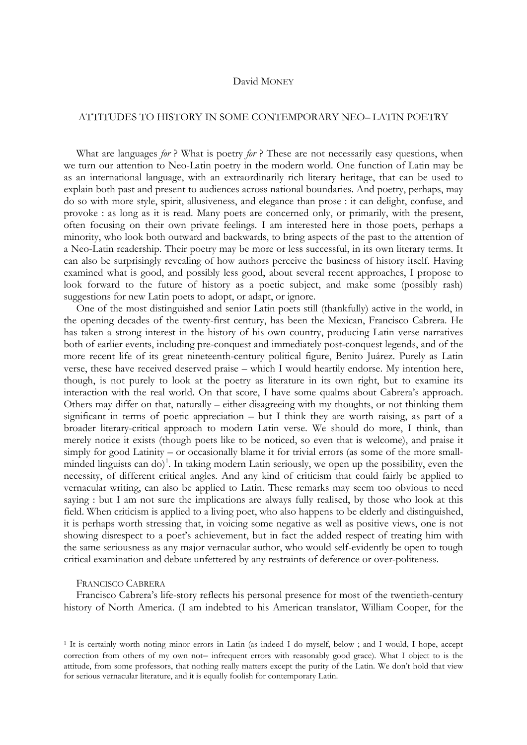David MONEY

# ATTITUDES TO HISTORY IN SOME CONTEMPORARY NEO– LATIN POETRY

What are languages *for* ? What is poetry *for* ? These are not necessarily easy questions, when we turn our attention to Neo-Latin poetry in the modern world. One function of Latin may be as an international language, with an extraordinarily rich literary heritage, that can be used to explain both past and present to audiences across national boundaries. And poetry, perhaps, may do so with more style, spirit, allusiveness, and elegance than prose : it can delight, confuse, and provoke : as long as it is read. Many poets are concerned only, or primarily, with the present, often focusing on their own private feelings. I am interested here in those poets, perhaps a minority, who look both outward and backwards, to bring aspects of the past to the attention of a Neo-Latin readership. Their poetry may be more or less successful, in its own literary terms. It can also be surprisingly revealing of how authors perceive the business of history itself. Having examined what is good, and possibly less good, about several recent approaches, I propose to look forward to the future of history as a poetic subject, and make some (possibly rash) suggestions for new Latin poets to adopt, or adapt, or ignore.

One of the most distinguished and senior Latin poets still (thankfully) active in the world, in the opening decades of the twenty-first century, has been the Mexican, Francisco Cabrera. He has taken a strong interest in the history of his own country, producing Latin verse narratives both of earlier events, including pre-conquest and immediately post-conquest legends, and of the more recent life of its great nineteenth-century political figure, Benito Juárez. Purely as Latin verse, these have received deserved praise – which I would heartily endorse. My intention here, though, is not purely to look at the poetry as literature in its own right, but to examine its interaction with the real world. On that score, I have some qualms about Cabrera's approach. Others may differ on that, naturally – either disagreeing with my thoughts, or not thinking them significant in terms of poetic appreciation – but I think they are worth raising, as part of a broader literary-critical approach to modern Latin verse. We should do more, I think, than merely notice it exists (though poets like to be noticed, so even that is welcome), and praise it simply for good Latinity – or occasionally blame it for trivial errors (as some of the more small-minded linguists can do)[1]. In taking modern Latin seriously, we open up the possibility, even the necessity, of different critical angles. And any kind of criticism that could fairly be applied to vernacular writing, can also be applied to Latin. These remarks may seem too obvious to need saying : but I am not sure the implications are always fully realised, by those who look at this field. When criticism is applied to a living poet, who also happens to be elderly and distinguished, it is perhaps worth stressing that, in voicing some negative as well as positive views, one is not showing disrespect to a poet's achievement, but in fact the added respect of treating him with the same seriousness as any major vernacular author, who would self-evidently be open to tough critical examination and debate unfettered by any restraints of deference or over-politeness.

## FRANCISCO CABRERA

Francisco Cabrera's life-story reflects his personal presence for most of the twentieth-century history of North America. (I am indebted to his American translator, William Cooper, for the

[1] It is certainly worth noting minor errors in Latin (as indeed I do myself, below ; and I would, I hope, accept correction from others of my own not– infrequent errors with reasonably good grace). What I object to is the attitude, from some professors, that nothing really matters except the purity of the Latin. We don't hold that view for serious vernacular literature, and it is equally foolish for contemporary Latin.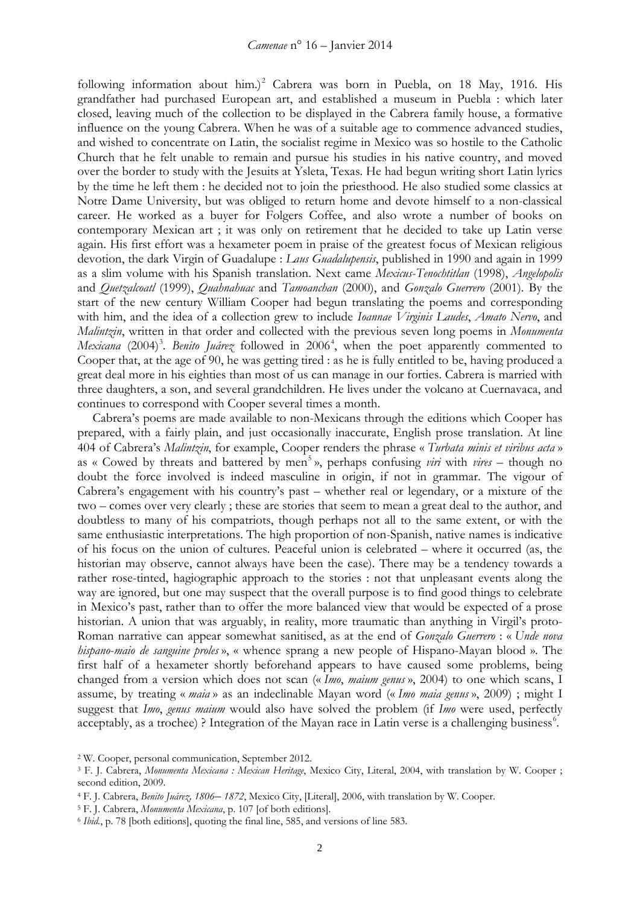following information about him.)[2] Cabrera was born in Puebla, on 18 May, 1916. His grandfather had purchased European art, and established a museum in Puebla : which later closed, leaving much of the collection to be displayed in the Cabrera family house, a formative influence on the young Cabrera. When he was of a suitable age to commence advanced studies, and wished to concentrate on Latin, the socialist regime in Mexico was so hostile to the Catholic Church that he felt unable to remain and pursue his studies in his native country, and moved over the border to study with the Jesuits at Ysleta, Texas. He had begun writing short Latin lyrics by the time he left them : he decided not to join the priesthood. He also studied some classics at Notre Dame University, but was obliged to return home and devote himself to a non-classical career. He worked as a buyer for Folgers Coffee, and also wrote a number of books on contemporary Mexican art ; it was only on retirement that he decided to take up Latin verse again. His first effort was a hexameter poem in praise of the greatest focus of Mexican religious devotion, the dark Virgin of Guadalupe : *Laus Guadalupensis*, published in 1990 and again in 1999 as a slim volume with his Spanish translation. Next came *Mexicus-Tenochtitlan* (1998), *Angelopolis* and *Quetzalcoatl* (1999), *Quahnahuac* and *Tamoanchan* (2000), and *Gonzalo Guerrero* (2001). By the start of the new century William Cooper had begun translating the poems and corresponding with him, and the idea of a collection grew to include *Ioannae Virginis Laudes*, *Amato Nervo*, and *Malintzin*, written in that order and collected with the previous seven long poems in *Monumenta Mexicana* (2004)[3]. *Benito Juárez* followed in 2006[4], when the poet apparently commented to Cooper that, at the age of 90, he was getting tired : as he is fully entitled to be, having produced a great deal more in his eighties than most of us can manage in our forties. Cabrera is married with three daughters, a son, and several grandchildren. He lives under the volcano at Cuernavaca, and continues to correspond with Cooper several times a month.

Cabrera's poems are made available to non-Mexicans through the editions which Cooper has prepared, with a fairly plain, and just occasionally inaccurate, English prose translation. At line 404 of Cabrera's *Malintzin*, for example, Cooper renders the phrase « *Turbata minis et viribus acta* » as « Cowed by threats and battered by men[5] », perhaps confusing *viri* with *vires* – though no doubt the force involved is indeed masculine in origin, if not in grammar. The vigour of Cabrera's engagement with his country's past – whether real or legendary, or a mixture of the two – comes over very clearly ; these are stories that seem to mean a great deal to the author, and doubtless to many of his compatriots, though perhaps not all to the same extent, or with the same enthusiastic interpretations. The high proportion of non-Spanish, native names is indicative of his focus on the union of cultures. Peaceful union is celebrated – where it occurred (as, the historian may observe, cannot always have been the case). There may be a tendency towards a rather rose-tinted, hagiographic approach to the stories : not that unpleasant events along the way are ignored, but one may suspect that the overall purpose is to find good things to celebrate in Mexico's past, rather than to offer the more balanced view that would be expected of a prose historian. A union that was arguably, in reality, more traumatic than anything in Virgil's proto-Roman narrative can appear somewhat sanitised, as at the end of *Gonzalo Guerrero* : « *Unde nova hispano-maio de sanguine proles* », « whence sprang a new people of Hispano-Mayan blood ». The first half of a hexameter shortly beforehand appears to have caused some problems, being changed from a version which does not scan (« *Imo*, *maium genus* », 2004) to one which scans, I assume, by treating « *maia* » as an indeclinable Mayan word (« *Imo maia genus* », 2009) ; might I suggest that *Imo*, *genus maium* would also have solved the problem (if *Imo* were used, perfectly acceptably, as a trochee) ? Integration of the Mayan race in Latin verse is a challenging business[6].

[2] W. Cooper, personal communication, September 2012.

[3] F. J. Cabrera, *Monumenta Mexicana : Mexican Heritage*, Mexico City, Literal, 2004, with translation by W. Cooper ; second edition, 2009.

[4] F. J. Cabrera, *Benito Juárez, 1806– 1872*, Mexico City, [Literal], 2006, with translation by W. Cooper.

[5] F. J. Cabrera, *Monumenta Mexicana*, p. 107 [of both editions].

[6] *Ibid.*, p. 78 [both editions], quoting the final line, 585, and versions of line 583.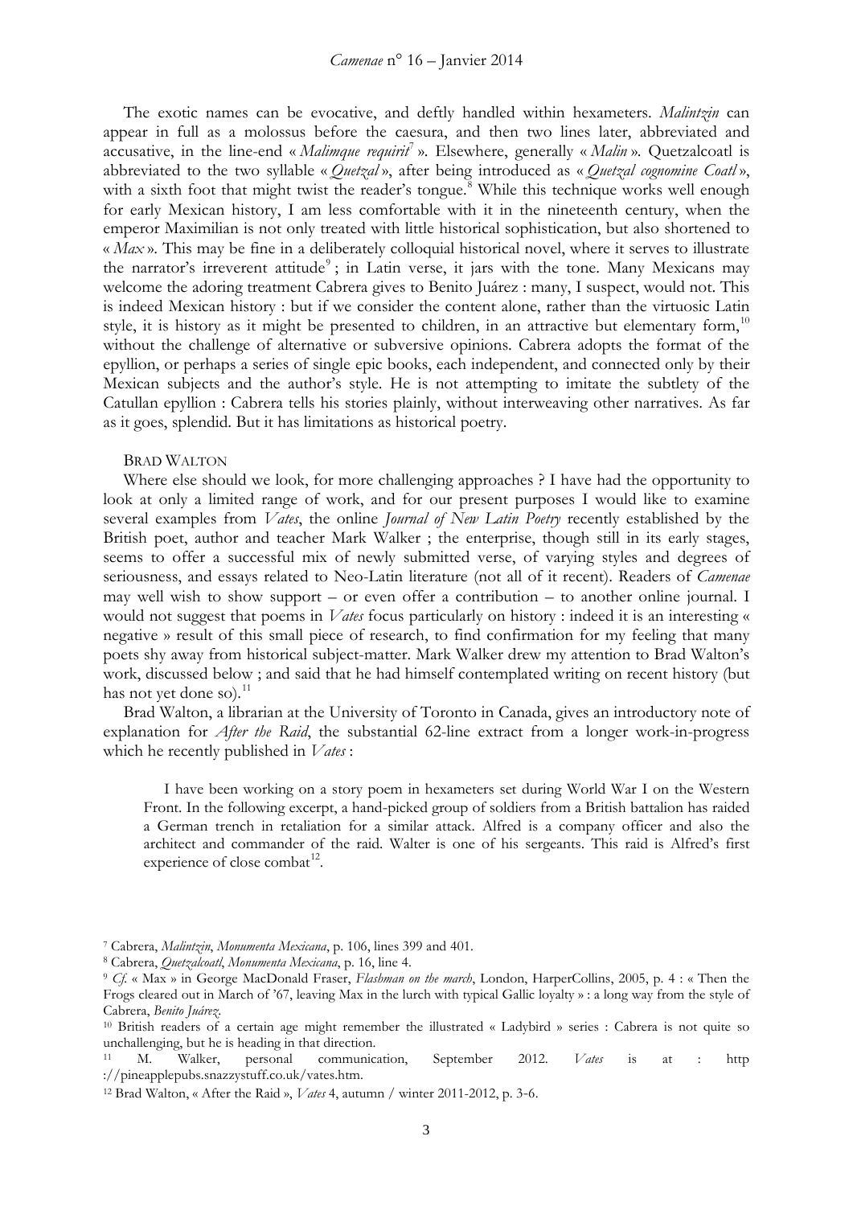The exotic names can be evocative, and deftly handled within hexameters. *Malintzin* can appear in full as a molossus before the caesura, and then two lines later, abbreviated and accusative, in the line-end « *Malimque requirit*[7] ». Elsewhere, generally « *Malin* ». Quetzalcoatl is abbreviated to the two syllable « *Quetzal* », after being introduced as « *Quetzal cognomine Coatl* », with a sixth foot that might twist the reader's tongue.[8] While this technique works well enough for early Mexican history, I am less comfortable with it in the nineteenth century, when the emperor Maximilian is not only treated with little historical sophistication, but also shortened to « *Max* ». This may be fine in a deliberately colloquial historical novel, where it serves to illustrate the narrator's irreverent attitude[9] ; in Latin verse, it jars with the tone. Many Mexicans may welcome the adoring treatment Cabrera gives to Benito Juárez : many, I suspect, would not. This is indeed Mexican history : but if we consider the content alone, rather than the virtuosic Latin style, it is history as it might be presented to children, in an attractive but elementary form,[10] without the challenge of alternative or subversive opinions. Cabrera adopts the format of the epyllion, or perhaps a series of single epic books, each independent, and connected only by their Mexican subjects and the author's style. He is not attempting to imitate the subtlety of the Catullan epyllion : Cabrera tells his stories plainly, without interweaving other narratives. As far as it goes, splendid. But it has limitations as historical poetry.

## BRAD WALTON

Where else should we look, for more challenging approaches ? I have had the opportunity to look at only a limited range of work, and for our present purposes I would like to examine several examples from *Vates*, the online *Journal of New Latin Poetry* recently established by the British poet, author and teacher Mark Walker ; the enterprise, though still in its early stages, seems to offer a successful mix of newly submitted verse, of varying styles and degrees of seriousness, and essays related to Neo-Latin literature (not all of it recent). Readers of *Camenae* may well wish to show support – or even offer a contribution – to another online journal. I would not suggest that poems in *Vates* focus particularly on history : indeed it is an interesting « negative » result of this small piece of research, to find confirmation for my feeling that many poets shy away from historical subject-matter. Mark Walker drew my attention to Brad Walton's work, discussed below ; and said that he had himself contemplated writing on recent history (but has not yet done so).[11]

Brad Walton, a librarian at the University of Toronto in Canada, gives an introductory note of explanation for *After the Raid*, the substantial 62-line extract from a longer work-in-progress which he recently published in *Vates* :

> I have been working on a story poem in hexameters set during World War I on the Western Front. In the following excerpt, a hand-picked group of soldiers from a British battalion has raided a German trench in retaliation for a similar attack. Alfred is a company officer and also the architect and commander of the raid. Walter is one of his sergeants. This raid is Alfred's first experience of close combat[12].

---

[7] Cabrera, *Malintzin*, *Monumenta Mexicana*, p. 106, lines 399 and 401.

[8] Cabrera, *Quetzalcoatl*, *Monumenta Mexicana*, p. 16, line 4.

[9] *Cf.* « Max » in George MacDonald Fraser, *Flashman on the march*, London, HarperCollins, 2005, p. 4 : « Then the Frogs cleared out in March of '67, leaving Max in the lurch with typical Gallic loyalty » : a long way from the style of Cabrera, *Benito Juárez*.

[10] British readers of a certain age might remember the illustrated « Ladybird » series : Cabrera is not quite so unchallenging, but he is heading in that direction.

[11] M. Walker, personal communication, September 2012. *Vates* is at : http ://pineapplepubs.snazzystuff.co.uk/vates.htm.

[12] Brad Walton, « After the Raid », *Vates* 4, autumn / winter 2011-2012, p. 3-6.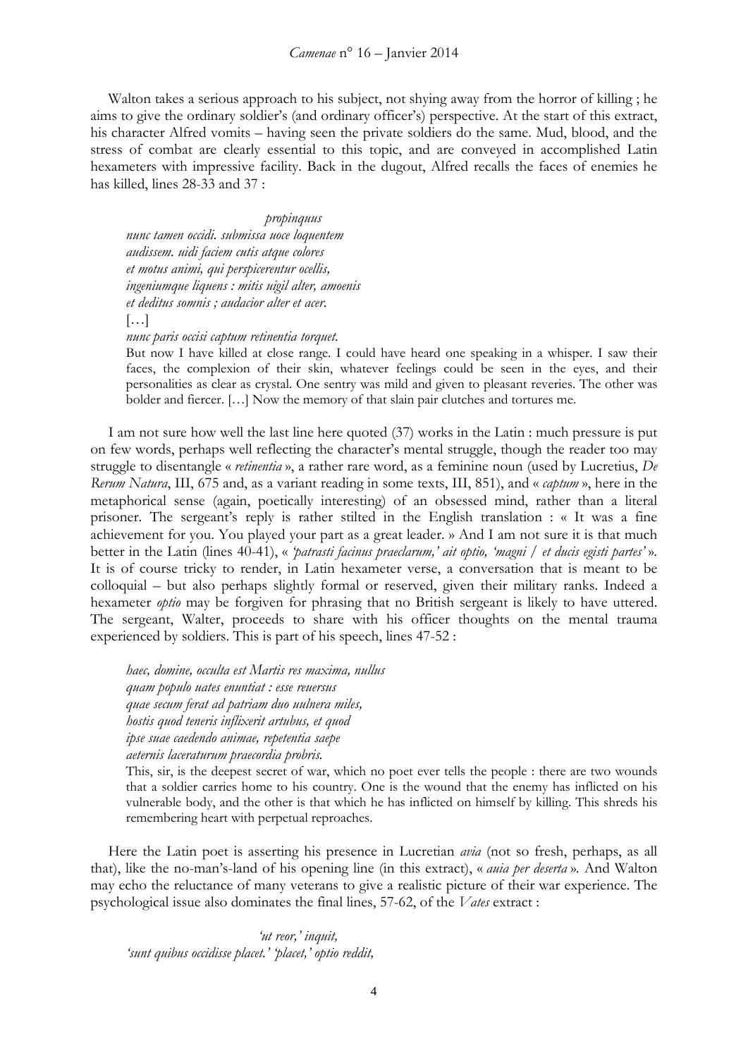Walton takes a serious approach to his subject, not shying away from the horror of killing ; he aims to give the ordinary soldier's (and ordinary officer's) perspective. At the start of this extract, his character Alfred vomits – having seen the private soldiers do the same. Mud, blood, and the stress of combat are clearly essential to this topic, and are conveyed in accomplished Latin hexameters with impressive facility. Back in the dugout, Alfred recalls the faces of enemies he has killed, lines 28-33 and 37 :

> *propinquus*
> *nunc tamen occidi. submissa uoce loquentem*
> *audissem. uidi faciem cutis atque colores*
> *et motus animi, qui perspicerentur ocellis,*
> *ingeniumque liquens : mitis uigil alter, amoenis*
> *et deditus somnis ; audacior alter et acer.*
> […]
> *nunc paris occisi captum retinentia torquet.*
>
> But now I have killed at close range. I could have heard one speaking in a whisper. I saw their faces, the complexion of their skin, whatever feelings could be seen in the eyes, and their personalities as clear as crystal. One sentry was mild and given to pleasant reveries. The other was bolder and fiercer. […] Now the memory of that slain pair clutches and tortures me.

I am not sure how well the last line here quoted (37) works in the Latin : much pressure is put on few words, perhaps well reflecting the character's mental struggle, though the reader too may struggle to disentangle « *retinentia* », a rather rare word, as a feminine noun (used by Lucretius, *De Rerum Natura*, III, 675 and, as a variant reading in some texts, III, 851), and « *captum* », here in the metaphorical sense (again, poetically interesting) of an obsessed mind, rather than a literal prisoner. The sergeant's reply is rather stilted in the English translation : « It was a fine achievement for you. You played your part as a great leader. » And I am not sure it is that much better in the Latin (lines 40-41), « *'patrasti facinus praeclarum,' ait optio, 'magni / et ducis egisti partes'* ». It is of course tricky to render, in Latin hexameter verse, a conversation that is meant to be colloquial – but also perhaps slightly formal or reserved, given their military ranks. Indeed a hexameter *optio* may be forgiven for phrasing that no British sergeant is likely to have uttered. The sergeant, Walter, proceeds to share with his officer thoughts on the mental trauma experienced by soldiers. This is part of his speech, lines 47-52 :

> *haec, domine, occulta est Martis res maxima, nullus*
> *quam populo uates enuntiat : esse reuersus*
> *quae secum ferat ad patriam duo uulnera miles,*
> *hostis quod teneris inflixerit artubus, et quod*
> *ipse suae caedendo animae, repetentia saepe*
> *aeternis laceraturum praecordia probris.*
>
> This, sir, is the deepest secret of war, which no poet ever tells the people : there are two wounds that a soldier carries home to his country. One is the wound that the enemy has inflicted on his vulnerable body, and the other is that which he has inflicted on himself by killing. This shreds his remembering heart with perpetual reproaches.

Here the Latin poet is asserting his presence in Lucretian *avia* (not so fresh, perhaps, as all that), like the no-man's-land of his opening line (in this extract), « *auia per deserta* ». And Walton may echo the reluctance of many veterans to give a realistic picture of their war experience. The psychological issue also dominates the final lines, 57-62, of the *Vates* extract :

> *'ut reor,' inquit,*
> *'sunt quibus occidisse placet.' 'placet,' optio reddit,*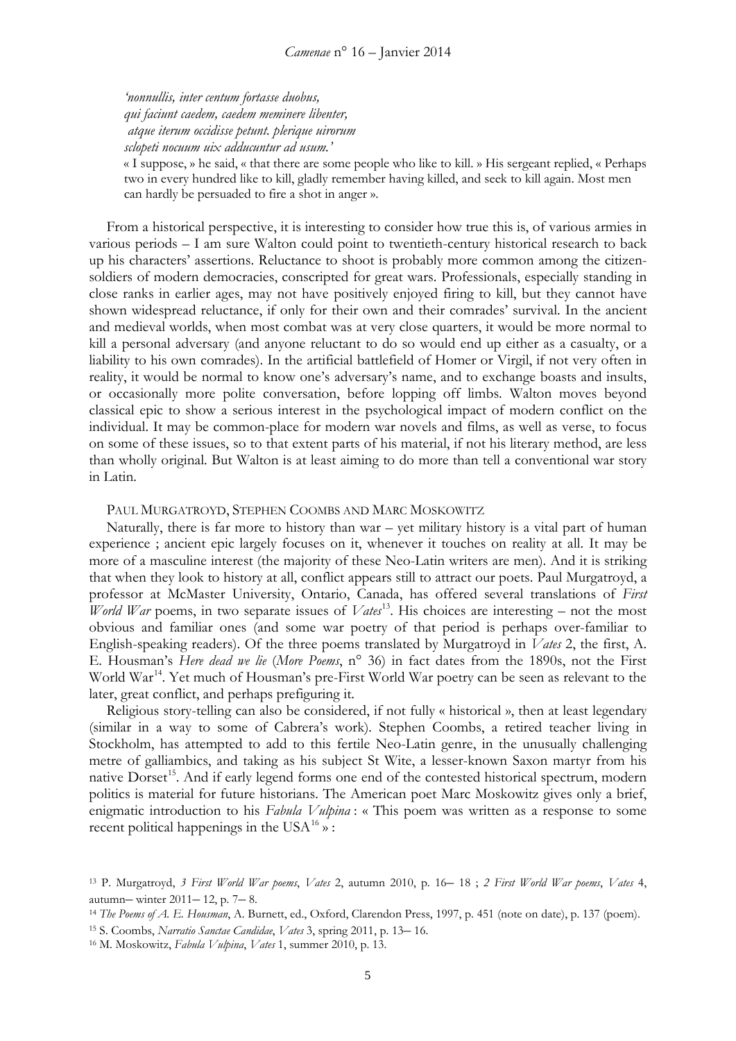*'nonnullis, inter centum fortasse duobus,*
*qui faciunt caedem, caedem meminere libenter,*
*atque iterum occidisse petunt. plerique uirorum*
*sclopeti nocuum uix adducuntur ad usum.'*

« I suppose, » he said, « that there are some people who like to kill. » His sergeant replied, « Perhaps two in every hundred like to kill, gladly remember having killed, and seek to kill again. Most men can hardly be persuaded to fire a shot in anger ».

From a historical perspective, it is interesting to consider how true this is, of various armies in various periods – I am sure Walton could point to twentieth-century historical research to back up his characters' assertions. Reluctance to shoot is probably more common among the citizen-soldiers of modern democracies, conscripted for great wars. Professionals, especially standing in close ranks in earlier ages, may not have positively enjoyed firing to kill, but they cannot have shown widespread reluctance, if only for their own and their comrades' survival. In the ancient and medieval worlds, when most combat was at very close quarters, it would be more normal to kill a personal adversary (and anyone reluctant to do so would end up either as a casualty, or a liability to his own comrades). In the artificial battlefield of Homer or Virgil, if not very often in reality, it would be normal to know one's adversary's name, and to exchange boasts and insults, or occasionally more polite conversation, before lopping off limbs. Walton moves beyond classical epic to show a serious interest in the psychological impact of modern conflict on the individual. It may be common-place for modern war novels and films, as well as verse, to focus on some of these issues, so to that extent parts of his material, if not his literary method, are less than wholly original. But Walton is at least aiming to do more than tell a conventional war story in Latin.

### Paul Murgatroyd, Stephen Coombs and Marc Moskowitz

Naturally, there is far more to history than war – yet military history is a vital part of human experience ; ancient epic largely focuses on it, whenever it touches on reality at all. It may be more of a masculine interest (the majority of these Neo-Latin writers are men). And it is striking that when they look to history at all, conflict appears still to attract our poets. Paul Murgatroyd, a professor at McMaster University, Ontario, Canada, has offered several translations of *First World War* poems, in two separate issues of *Vates*[13]. His choices are interesting – not the most obvious and familiar ones (and some war poetry of that period is perhaps over-familiar to English-speaking readers). Of the three poems translated by Murgatroyd in *Vates* 2, the first, A. E. Housman's *Here dead we lie* (*More Poems*, n° 36) in fact dates from the 1890s, not the First World War[14]. Yet much of Housman's pre-First World War poetry can be seen as relevant to the later, great conflict, and perhaps prefiguring it.

Religious story-telling can also be considered, if not fully « historical », then at least legendary (similar in a way to some of Cabrera's work). Stephen Coombs, a retired teacher living in Stockholm, has attempted to add to this fertile Neo-Latin genre, in the unusually challenging metre of galliambics, and taking as his subject St Wite, a lesser-known Saxon martyr from his native Dorset[15]. And if early legend forms one end of the contested historical spectrum, modern politics is material for future historians. The American poet Marc Moskowitz gives only a brief, enigmatic introduction to his *Fabula Vulpina* : « This poem was written as a response to some recent political happenings in the USA[16] » :

---

[13] P. Murgatroyd, *3 First World War poems*, *Vates* 2, autumn 2010, p. 16– 18 ; *2 First World War poems*, *Vates* 4, autumn– winter 2011– 12, p. 7– 8.

[14] *The Poems of A. E. Housman*, A. Burnett, ed., Oxford, Clarendon Press, 1997, p. 451 (note on date), p. 137 (poem).

[15] S. Coombs, *Narratio Sanctae Candidae*, *Vates* 3, spring 2011, p. 13– 16.

[16] M. Moskowitz, *Fabula Vulpina*, *Vates* 1, summer 2010, p. 13.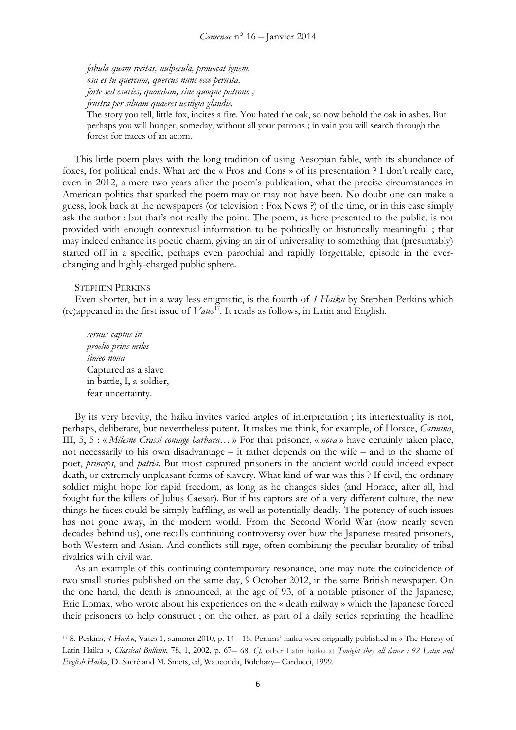*fabula quam recitas, uulpecula, prouocat ignem.*
*osa es tu quercum, quercus nunc ecce perusta.*
*forte sed esuries, quondam, sine quoque patrono ;*
*frustra per siluam quaeres uestigia glandis.*

The story you tell, little fox, incites a fire. You hated the oak, so now behold the oak in ashes. But perhaps you will hunger, someday, without all your patrons ; in vain you will search through the forest for traces of an acorn.

This little poem plays with the long tradition of using Aesopian fable, with its abundance of foxes, for political ends. What are the « Pros and Cons » of its presentation ? I don't really care, even in 2012, a mere two years after the poem's publication, what the precise circumstances in American politics that sparked the poem may or may not have been. No doubt one can make a guess, look back at the newspapers (or television : Fox News ?) of the time, or in this case simply ask the author : but that's not really the point. The poem, as here presented to the public, is not provided with enough contextual information to be politically or historically meaningful ; that may indeed enhance its poetic charm, giving an air of universality to something that (presumably) started off in a specific, perhaps even parochial and rapidly forgettable, episode in the ever-changing and highly-charged public sphere.

Stephen Perkins

Even shorter, but in a way less enigmatic, is the fourth of *4 Haiku* by Stephen Perkins which (re)appeared in the first issue of *Vates*[17]. It reads as follows, in Latin and English.

*seruus captus in*
*proelio prius miles*
*timeo noua*

Captured as a slave
in battle, I, a soldier,
fear uncertainty.

By its very brevity, the haiku invites varied angles of interpretation ; its intertextuality is not, perhaps, deliberate, but nevertheless potent. It makes me think, for example, of Horace, *Carmina*, III, 5, 5 : « *Milesne Crassi coniuge barbara*… » For that prisoner, « *nova* » have certainly taken place, not necessarily to his own disadvantage – it rather depends on the wife – and to the shame of poet, *princeps*, and *patria*. But most captured prisoners in the ancient world could indeed expect death, or extremely unpleasant forms of slavery. What kind of war was this ? If civil, the ordinary soldier might hope for rapid freedom, as long as he changes sides (and Horace, after all, had fought for the killers of Julius Caesar). But if his captors are of a very different culture, the new things he faces could be simply baffling, as well as potentially deadly. The potency of such issues has not gone away, in the modern world. From the Second World War (now nearly seven decades behind us), one recalls continuing controversy over how the Japanese treated prisoners, both Western and Asian. And conflicts still rage, often combining the peculiar brutality of tribal rivalries with civil war.

As an example of this continuing contemporary resonance, one may note the coincidence of two small stories published on the same day, 9 October 2012, in the same British newspaper. On the one hand, the death is announced, at the age of 93, of a notable prisoner of the Japanese, Eric Lomax, who wrote about his experiences on the « death railway » which the Japanese forced their prisoners to help construct ; on the other, as part of a daily series reprinting the headline

[17] S. Perkins, *4 Haiku*, Vates 1, summer 2010, p. 14– 15. Perkins' haiku were originally published in « The Heresy of Latin Haiku », *Classical Bulletin*, 78, 1, 2002, p. 67– 68. *Cf.* other Latin haiku at *Tonight they all dance : 92 Latin and English Haiku*, D. Sacré and M. Smets, ed, Wauconda, Bolchazy– Carducci, 1999.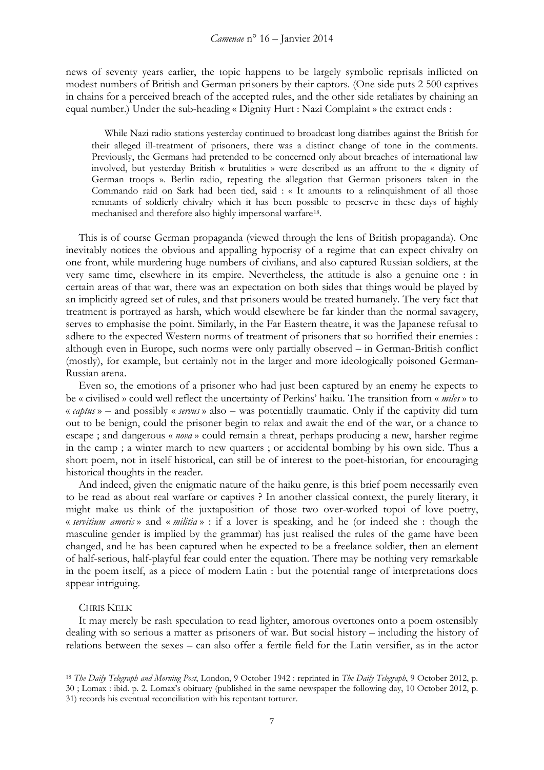news of seventy years earlier, the topic happens to be largely symbolic reprisals inflicted on modest numbers of British and German prisoners by their captors. (One side puts 2 500 captives in chains for a perceived breach of the accepted rules, and the other side retaliates by chaining an equal number.) Under the sub-heading « Dignity Hurt : Nazi Complaint » the extract ends :

> While Nazi radio stations yesterday continued to broadcast long diatribes against the British for their alleged ill-treatment of prisoners, there was a distinct change of tone in the comments. Previously, the Germans had pretended to be concerned only about breaches of international law involved, but yesterday British « brutalities » were described as an affront to the « dignity of German troops ». Berlin radio, repeating the allegation that German prisoners taken in the Commando raid on Sark had been tied, said : « It amounts to a relinquishment of all those remnants of soldierly chivalry which it has been possible to preserve in these days of highly mechanised and therefore also highly impersonal warfare[18].

This is of course German propaganda (viewed through the lens of British propaganda). One inevitably notices the obvious and appalling hypocrisy of a regime that can expect chivalry on one front, while murdering huge numbers of civilians, and also captured Russian soldiers, at the very same time, elsewhere in its empire. Nevertheless, the attitude is also a genuine one : in certain areas of that war, there was an expectation on both sides that things would be played by an implicitly agreed set of rules, and that prisoners would be treated humanely. The very fact that treatment is portrayed as harsh, which would elsewhere be far kinder than the normal savagery, serves to emphasise the point. Similarly, in the Far Eastern theatre, it was the Japanese refusal to adhere to the expected Western norms of treatment of prisoners that so horrified their enemies : although even in Europe, such norms were only partially observed – in German-British conflict (mostly), for example, but certainly not in the larger and more ideologically poisoned German-Russian arena.

Even so, the emotions of a prisoner who had just been captured by an enemy he expects to be « civilised » could well reflect the uncertainty of Perkins' haiku. The transition from « *miles* » to « *captus* » – and possibly « *servus* » also – was potentially traumatic. Only if the captivity did turn out to be benign, could the prisoner begin to relax and await the end of the war, or a chance to escape ; and dangerous « *nova* » could remain a threat, perhaps producing a new, harsher regime in the camp ; a winter march to new quarters ; or accidental bombing by his own side. Thus a short poem, not in itself historical, can still be of interest to the poet-historian, for encouraging historical thoughts in the reader.

And indeed, given the enigmatic nature of the haiku genre, is this brief poem necessarily even to be read as about real warfare or captives ? In another classical context, the purely literary, it might make us think of the juxtaposition of those two over-worked topoi of love poetry, « *servitium amoris* » and « *militia* » : if a lover is speaking, and he (or indeed she : though the masculine gender is implied by the grammar) has just realised the rules of the game have been changed, and he has been captured when he expected to be a freelance soldier, then an element of half-serious, half-playful fear could enter the equation. There may be nothing very remarkable in the poem itself, as a piece of modern Latin : but the potential range of interpretations does appear intriguing.

CHRIS KELK

It may merely be rash speculation to read lighter, amorous overtones onto a poem ostensibly dealing with so serious a matter as prisoners of war. But social history – including the history of relations between the sexes – can also offer a fertile field for the Latin versifier, as in the actor

[18] *The Daily Telegraph and Morning Post*, London, 9 October 1942 : reprinted in *The Daily Telegraph*, 9 October 2012, p. 30 ; Lomax : ibid. p. 2. Lomax's obituary (published in the same newspaper the following day, 10 October 2012, p. 31) records his eventual reconciliation with his repentant torturer.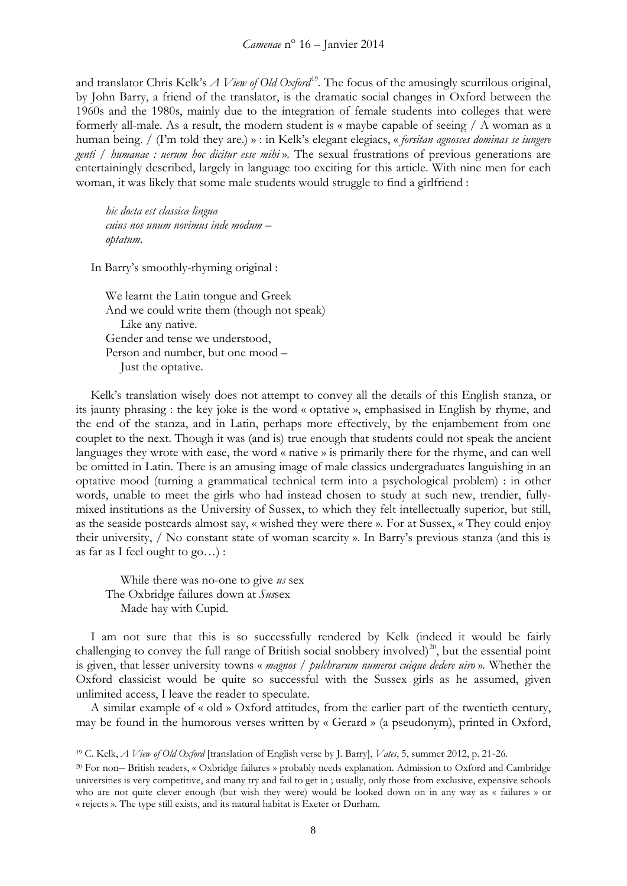and translator Chris Kelk's *A View of Old Oxford*[19]. The focus of the amusingly scurrilous original, by John Barry, a friend of the translator, is the dramatic social changes in Oxford between the 1960s and the 1980s, mainly due to the integration of female students into colleges that were formerly all-male. As a result, the modern student is « maybe capable of seeing / A woman as a human being. / (I'm told they are.) » : in Kelk's elegant elegiacs, « *forsitan agnosces dominas se iungere genti / humanae : uerum hoc dicitur esse mihi* ». The sexual frustrations of previous generations are entertainingly described, largely in language too exciting for this article. With nine men for each woman, it was likely that some male students would struggle to find a girlfriend :

> *hic docta est classica lingua*
> *cuius nos unum novimus inde modum –*
> *optatum.*

In Barry's smoothly-rhyming original :

> We learnt the Latin tongue and Greek
> And we could write them (though not speak)
> Like any native.
> Gender and tense we understood,
> Person and number, but one mood –
> Just the optative.

Kelk's translation wisely does not attempt to convey all the details of this English stanza, or its jaunty phrasing : the key joke is the word « optative », emphasised in English by rhyme, and the end of the stanza, and in Latin, perhaps more effectively, by the enjambement from one couplet to the next. Though it was (and is) true enough that students could not speak the ancient languages they wrote with ease, the word « native » is primarily there for the rhyme, and can well be omitted in Latin. There is an amusing image of male classics undergraduates languishing in an optative mood (turning a grammatical technical term into a psychological problem) : in other words, unable to meet the girls who had instead chosen to study at such new, trendier, fully-mixed institutions as the University of Sussex, to which they felt intellectually superior, but still, as the seaside postcards almost say, « wished they were there ». For at Sussex, « They could enjoy their university, / No constant state of woman scarcity ». In Barry's previous stanza (and this is as far as I feel ought to go…) :

> While there was no-one to give *us* sex
> The Oxbridge failures down at *Sus*sex
> Made hay with Cupid.

I am not sure that this is so successfully rendered by Kelk (indeed it would be fairly challenging to convey the full range of British social snobbery involved)[20], but the essential point is given, that lesser university towns « *magnos / pulchrarum numeros cuique dedere uiro* ». Whether the Oxford classicist would be quite so successful with the Sussex girls as he assumed, given unlimited access, I leave the reader to speculate.

A similar example of « old » Oxford attitudes, from the earlier part of the twentieth century, may be found in the humorous verses written by « Gerard » (a pseudonym), printed in Oxford,

---

[19] C. Kelk, *A View of Old Oxford* [translation of English verse by J. Barry], *Vates*, 5, summer 2012, p. 21-26.

[20] For non– British readers, « Oxbridge failures » probably needs explanation. Admission to Oxford and Cambridge universities is very competitive, and many try and fail to get in ; usually, only those from exclusive, expensive schools who are not quite clever enough (but wish they were) would be looked down on in any way as « failures » or « rejects ». The type still exists, and its natural habitat is Exeter or Durham.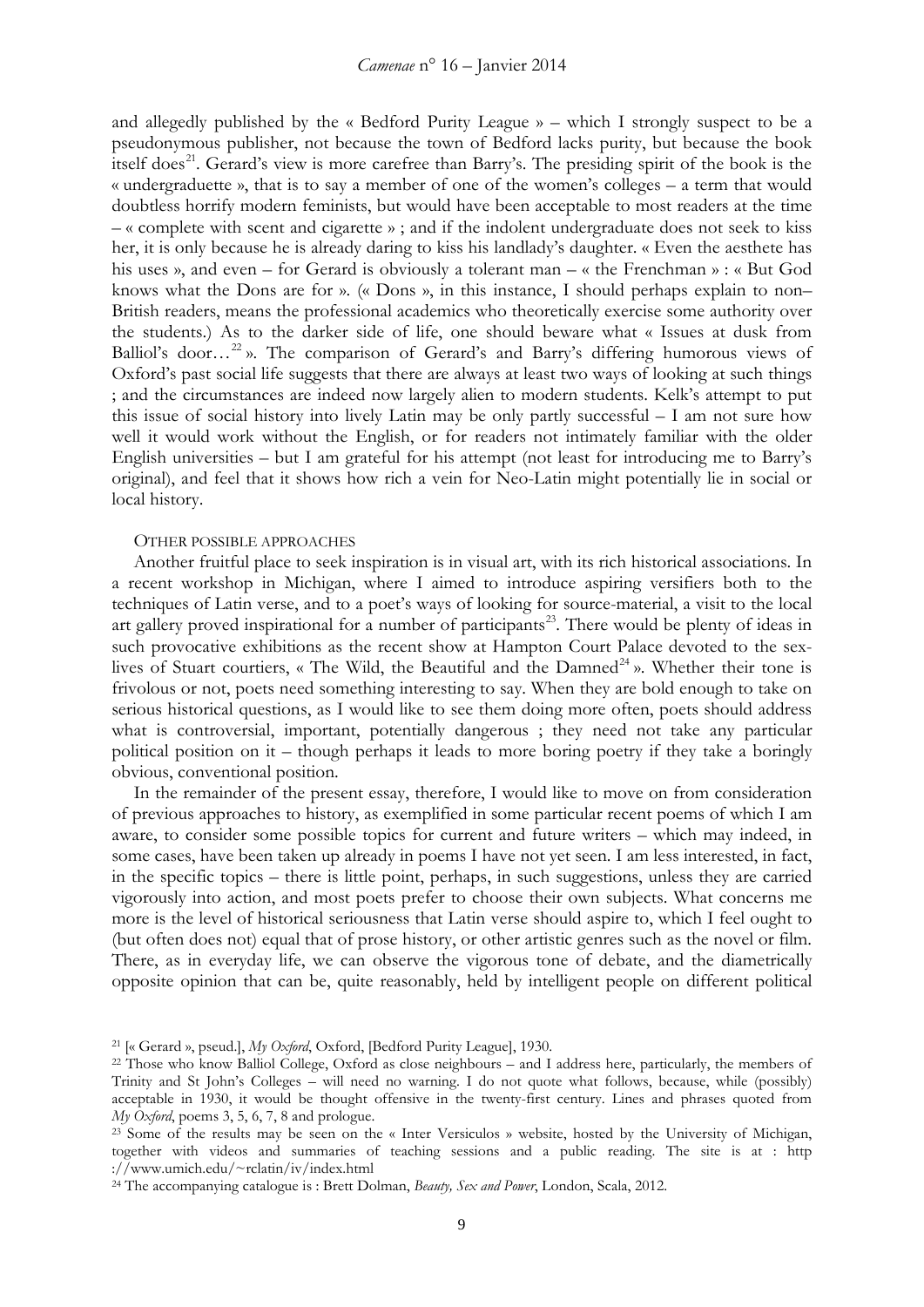and allegedly published by the « Bedford Purity League » – which I strongly suspect to be a pseudonymous publisher, not because the town of Bedford lacks purity, but because the book itself does[21]. Gerard's view is more carefree than Barry's. The presiding spirit of the book is the « undergraduette », that is to say a member of one of the women's colleges – a term that would doubtless horrify modern feminists, but would have been acceptable to most readers at the time – « complete with scent and cigarette » ; and if the indolent undergraduate does not seek to kiss her, it is only because he is already daring to kiss his landlady's daughter. « Even the aesthete has his uses », and even – for Gerard is obviously a tolerant man – « the Frenchman » : « But God knows what the Dons are for ». (« Dons », in this instance, I should perhaps explain to non–British readers, means the professional academics who theoretically exercise some authority over the students.) As to the darker side of life, one should beware what « Issues at dusk from Balliol's door…[22] ». The comparison of Gerard's and Barry's differing humorous views of Oxford's past social life suggests that there are always at least two ways of looking at such things ; and the circumstances are indeed now largely alien to modern students. Kelk's attempt to put this issue of social history into lively Latin may be only partly successful – I am not sure how well it would work without the English, or for readers not intimately familiar with the older English universities – but I am grateful for his attempt (not least for introducing me to Barry's original), and feel that it shows how rich a vein for Neo-Latin might potentially lie in social or local history.

## OTHER POSSIBLE APPROACHES

Another fruitful place to seek inspiration is in visual art, with its rich historical associations. In a recent workshop in Michigan, where I aimed to introduce aspiring versifiers both to the techniques of Latin verse, and to a poet's ways of looking for source-material, a visit to the local art gallery proved inspirational for a number of participants[23]. There would be plenty of ideas in such provocative exhibitions as the recent show at Hampton Court Palace devoted to the sex-lives of Stuart courtiers, « The Wild, the Beautiful and the Damned[24] ». Whether their tone is frivolous or not, poets need something interesting to say. When they are bold enough to take on serious historical questions, as I would like to see them doing more often, poets should address what is controversial, important, potentially dangerous ; they need not take any particular political position on it – though perhaps it leads to more boring poetry if they take a boringly obvious, conventional position.

In the remainder of the present essay, therefore, I would like to move on from consideration of previous approaches to history, as exemplified in some particular recent poems of which I am aware, to consider some possible topics for current and future writers – which may indeed, in some cases, have been taken up already in poems I have not yet seen. I am less interested, in fact, in the specific topics – there is little point, perhaps, in such suggestions, unless they are carried vigorously into action, and most poets prefer to choose their own subjects. What concerns me more is the level of historical seriousness that Latin verse should aspire to, which I feel ought to (but often does not) equal that of prose history, or other artistic genres such as the novel or film. There, as in everyday life, we can observe the vigorous tone of debate, and the diametrically opposite opinion that can be, quite reasonably, held by intelligent people on different political

---

[21] [« Gerard », pseud.], *My Oxford*, Oxford, [Bedford Purity League], 1930.

[22] Those who know Balliol College, Oxford as close neighbours – and I address here, particularly, the members of Trinity and St John's Colleges – will need no warning. I do not quote what follows, because, while (possibly) acceptable in 1930, it would be thought offensive in the twenty-first century. Lines and phrases quoted from *My Oxford*, poems 3, 5, 6, 7, 8 and prologue.

[23] Some of the results may be seen on the « Inter Versiculos » website, hosted by the University of Michigan, together with videos and summaries of teaching sessions and a public reading. The site is at : http ://www.umich.edu/~rclatin/iv/index.html

[24] The accompanying catalogue is : Brett Dolman, *Beauty, Sex and Power*, London, Scala, 2012.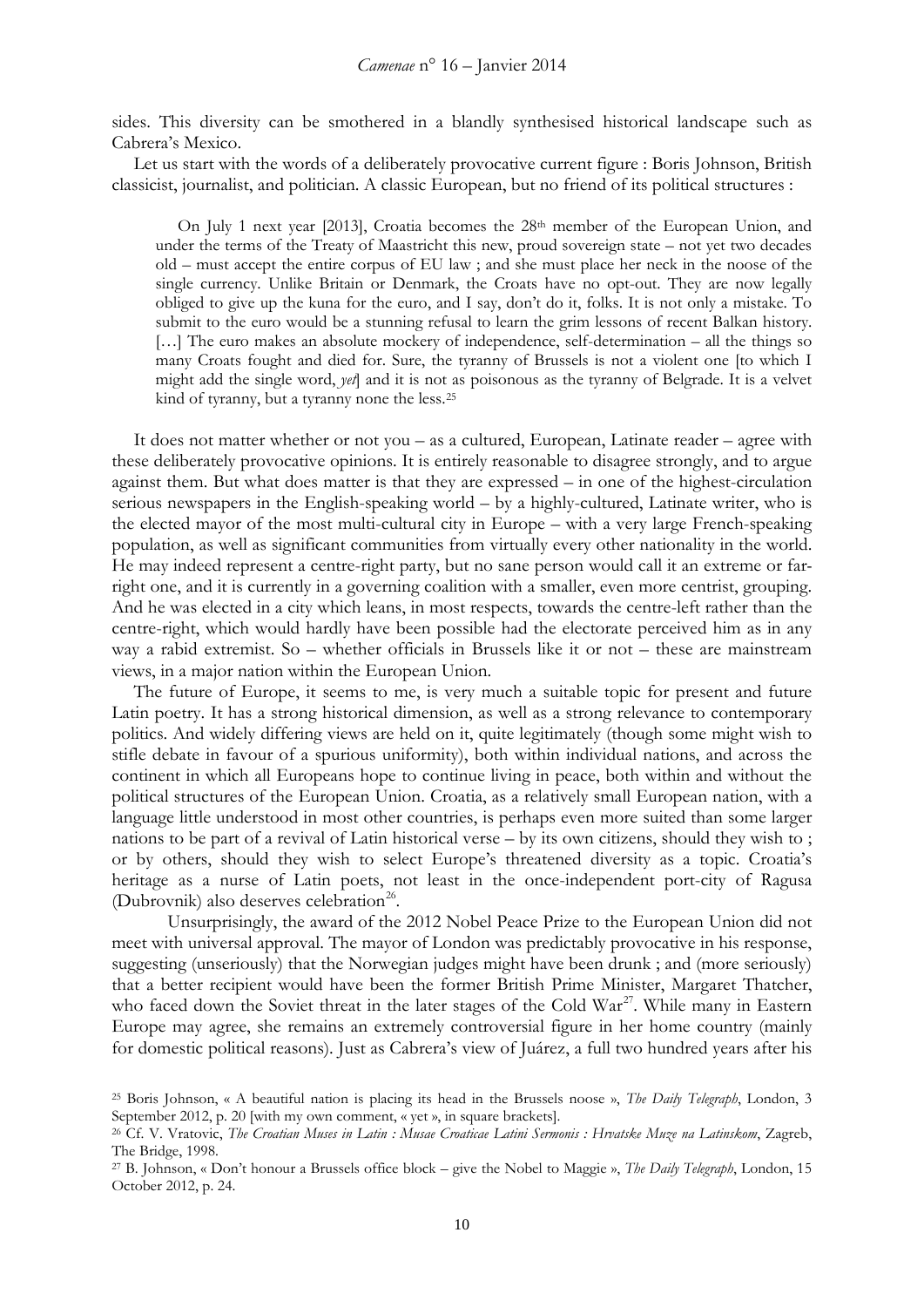sides. This diversity can be smothered in a blandly synthesised historical landscape such as Cabrera's Mexico.

Let us start with the words of a deliberately provocative current figure : Boris Johnson, British classicist, journalist, and politician. A classic European, but no friend of its political structures :

> On July 1 next year [2013], Croatia becomes the 28th member of the European Union, and under the terms of the Treaty of Maastricht this new, proud sovereign state – not yet two decades old – must accept the entire corpus of EU law ; and she must place her neck in the noose of the single currency. Unlike Britain or Denmark, the Croats have no opt-out. They are now legally obliged to give up the kuna for the euro, and I say, don't do it, folks. It is not only a mistake. To submit to the euro would be a stunning refusal to learn the grim lessons of recent Balkan history. […] The euro makes an absolute mockery of independence, self-determination – all the things so many Croats fought and died for. Sure, the tyranny of Brussels is not a violent one [to which I might add the single word, *yet*] and it is not as poisonous as the tyranny of Belgrade. It is a velvet kind of tyranny, but a tyranny none the less.[25]

It does not matter whether or not you – as a cultured, European, Latinate reader – agree with these deliberately provocative opinions. It is entirely reasonable to disagree strongly, and to argue against them. But what does matter is that they are expressed – in one of the highest-circulation serious newspapers in the English-speaking world – by a highly-cultured, Latinate writer, who is the elected mayor of the most multi-cultural city in Europe – with a very large French-speaking population, as well as significant communities from virtually every other nationality in the world. He may indeed represent a centre-right party, but no sane person would call it an extreme or far-right one, and it is currently in a governing coalition with a smaller, even more centrist, grouping. And he was elected in a city which leans, in most respects, towards the centre-left rather than the centre-right, which would hardly have been possible had the electorate perceived him as in any way a rabid extremist. So – whether officials in Brussels like it or not – these are mainstream views, in a major nation within the European Union.

The future of Europe, it seems to me, is very much a suitable topic for present and future Latin poetry. It has a strong historical dimension, as well as a strong relevance to contemporary politics. And widely differing views are held on it, quite legitimately (though some might wish to stifle debate in favour of a spurious uniformity), both within individual nations, and across the continent in which all Europeans hope to continue living in peace, both within and without the political structures of the European Union. Croatia, as a relatively small European nation, with a language little understood in most other countries, is perhaps even more suited than some larger nations to be part of a revival of Latin historical verse – by its own citizens, should they wish to ; or by others, should they wish to select Europe's threatened diversity as a topic. Croatia's heritage as a nurse of Latin poets, not least in the once-independent port-city of Ragusa (Dubrovnik) also deserves celebration[26].

Unsurprisingly, the award of the 2012 Nobel Peace Prize to the European Union did not meet with universal approval. The mayor of London was predictably provocative in his response, suggesting (unseriously) that the Norwegian judges might have been drunk ; and (more seriously) that a better recipient would have been the former British Prime Minister, Margaret Thatcher, who faced down the Soviet threat in the later stages of the Cold War[27]. While many in Eastern Europe may agree, she remains an extremely controversial figure in her home country (mainly for domestic political reasons). Just as Cabrera's view of Juárez, a full two hundred years after his

---

[25] Boris Johnson, « A beautiful nation is placing its head in the Brussels noose », *The Daily Telegraph*, London, 3 September 2012, p. 20 [with my own comment, « yet », in square brackets].

[26] Cf. V. Vratovic, *The Croatian Muses in Latin : Musae Croaticae Latini Sermonis : Hrvatske Muze na Latinskom*, Zagreb, The Bridge, 1998.

[27] B. Johnson, « Don't honour a Brussels office block – give the Nobel to Maggie », *The Daily Telegraph*, London, 15 October 2012, p. 24.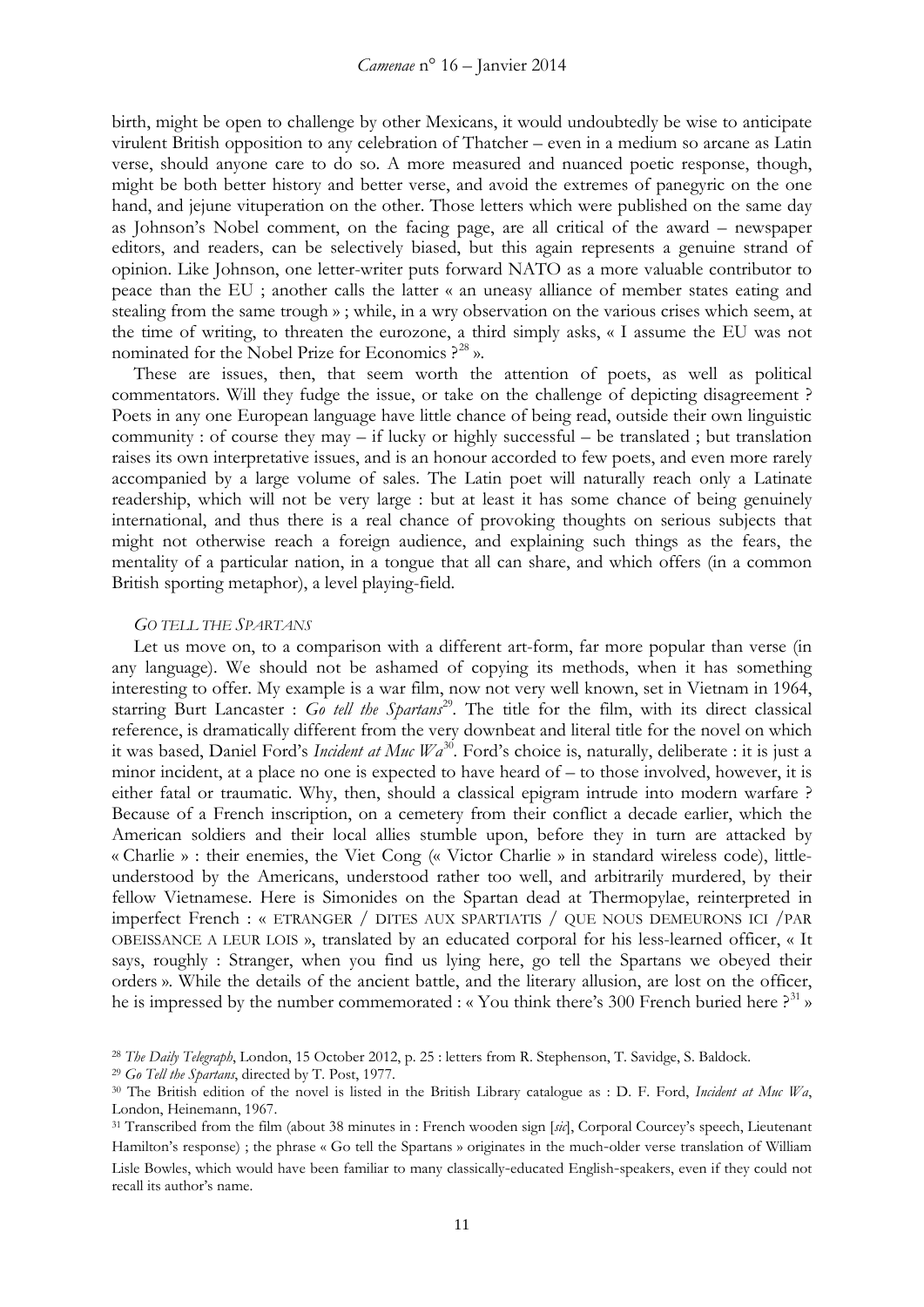birth, might be open to challenge by other Mexicans, it would undoubtedly be wise to anticipate virulent British opposition to any celebration of Thatcher – even in a medium so arcane as Latin verse, should anyone care to do so. A more measured and nuanced poetic response, though, might be both better history and better verse, and avoid the extremes of panegyric on the one hand, and jejune vituperation on the other. Those letters which were published on the same day as Johnson's Nobel comment, on the facing page, are all critical of the award – newspaper editors, and readers, can be selectively biased, but this again represents a genuine strand of opinion. Like Johnson, one letter-writer puts forward NATO as a more valuable contributor to peace than the EU ; another calls the latter « an uneasy alliance of member states eating and stealing from the same trough » ; while, in a wry observation on the various crises which seem, at the time of writing, to threaten the eurozone, a third simply asks, « I assume the EU was not nominated for the Nobel Prize for Economics ?[28] ».

These are issues, then, that seem worth the attention of poets, as well as political commentators. Will they fudge the issue, or take on the challenge of depicting disagreement ? Poets in any one European language have little chance of being read, outside their own linguistic community : of course they may – if lucky or highly successful – be translated ; but translation raises its own interpretative issues, and is an honour accorded to few poets, and even more rarely accompanied by a large volume of sales. The Latin poet will naturally reach only a Latinate readership, which will not be very large : but at least it has some chance of being genuinely international, and thus there is a real chance of provoking thoughts on serious subjects that might not otherwise reach a foreign audience, and explaining such things as the fears, the mentality of a particular nation, in a tongue that all can share, and which offers (in a common British sporting metaphor), a level playing-field.

### *GO TELL THE SPARTANS*

Let us move on, to a comparison with a different art-form, far more popular than verse (in any language). We should not be ashamed of copying its methods, when it has something interesting to offer. My example is a war film, now not very well known, set in Vietnam in 1964, starring Burt Lancaster : *Go tell the Spartans*[29]. The title for the film, with its direct classical reference, is dramatically different from the very downbeat and literal title for the novel on which it was based, Daniel Ford's *Incident at Muc Wa*[30]. Ford's choice is, naturally, deliberate : it is just a minor incident, at a place no one is expected to have heard of – to those involved, however, it is either fatal or traumatic. Why, then, should a classical epigram intrude into modern warfare ? Because of a French inscription, on a cemetery from their conflict a decade earlier, which the American soldiers and their local allies stumble upon, before they in turn are attacked by « Charlie » : their enemies, the Viet Cong (« Victor Charlie » in standard wireless code), little-understood by the Americans, understood rather too well, and arbitrarily murdered, by their fellow Vietnamese. Here is Simonides on the Spartan dead at Thermopylae, reinterpreted in imperfect French : « ETRANGER / DITES AUX SPARTIATIS / QUE NOUS DEMEURONS ICI /PAR OBEISSANCE A LEUR LOIS », translated by an educated corporal for his less-learned officer, « It says, roughly : Stranger, when you find us lying here, go tell the Spartans we obeyed their orders ». While the details of the ancient battle, and the literary allusion, are lost on the officer, he is impressed by the number commemorated : « You think there's 300 French buried here ?[31] »

---

[28] *The Daily Telegraph*, London, 15 October 2012, p. 25 : letters from R. Stephenson, T. Savidge, S. Baldock.

[29] *Go Tell the Spartans*, directed by T. Post, 1977.

[30] The British edition of the novel is listed in the British Library catalogue as : D. F. Ford, *Incident at Muc Wa*, London, Heinemann, 1967.

[31] Transcribed from the film (about 38 minutes in : French wooden sign [*sic*], Corporal Courcey's speech, Lieutenant Hamilton's response) ; the phrase « Go tell the Spartans » originates in the much-older verse translation of William Lisle Bowles, which would have been familiar to many classically-educated English-speakers, even if they could not recall its author's name.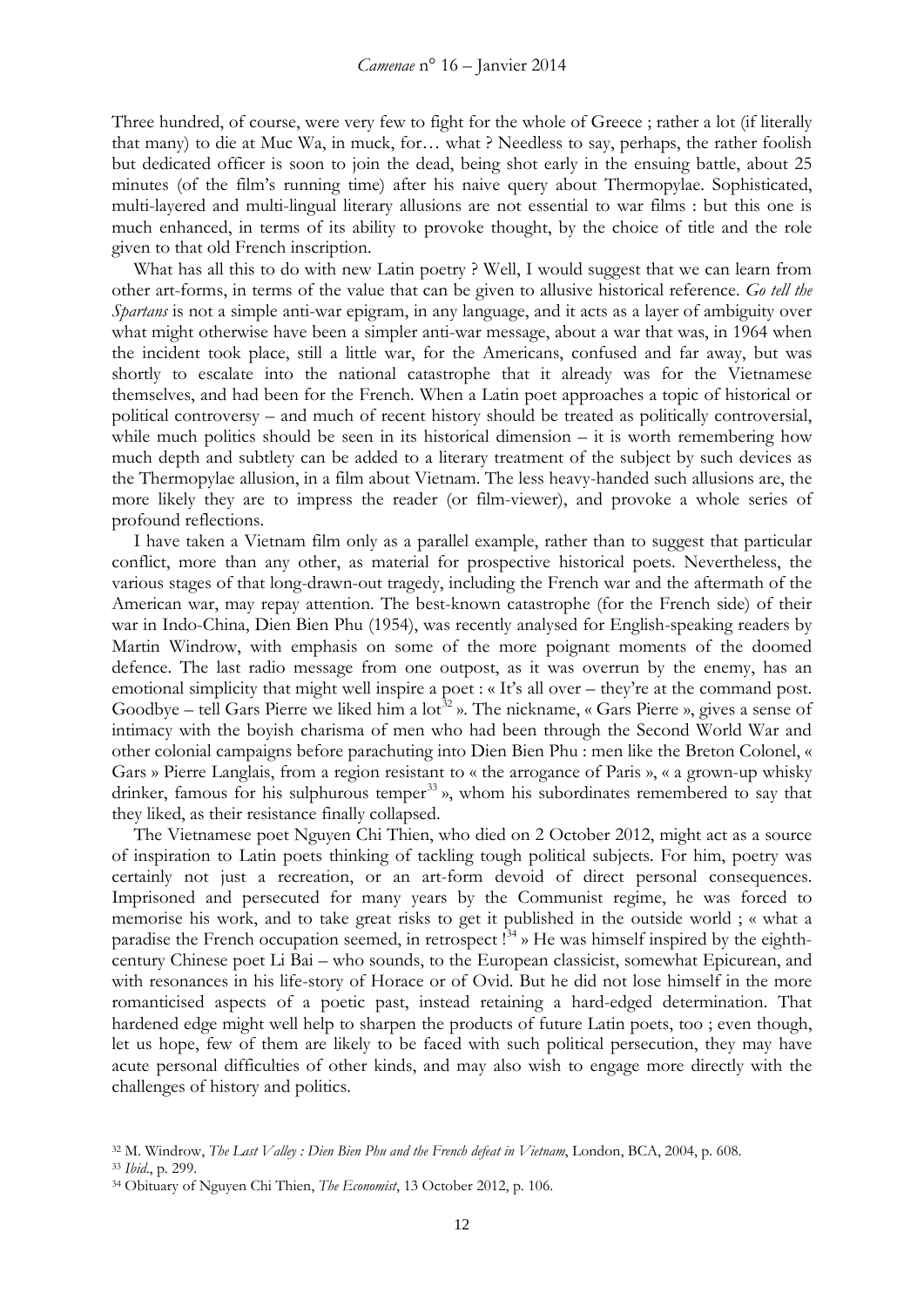Three hundred, of course, were very few to fight for the whole of Greece ; rather a lot (if literally that many) to die at Muc Wa, in muck, for… what ? Needless to say, perhaps, the rather foolish but dedicated officer is soon to join the dead, being shot early in the ensuing battle, about 25 minutes (of the film's running time) after his naive query about Thermopylae. Sophisticated, multi-layered and multi-lingual literary allusions are not essential to war films : but this one is much enhanced, in terms of its ability to provoke thought, by the choice of title and the role given to that old French inscription.

What has all this to do with new Latin poetry ? Well, I would suggest that we can learn from other art-forms, in terms of the value that can be given to allusive historical reference. *Go tell the Spartans* is not a simple anti-war epigram, in any language, and it acts as a layer of ambiguity over what might otherwise have been a simpler anti-war message, about a war that was, in 1964 when the incident took place, still a little war, for the Americans, confused and far away, but was shortly to escalate into the national catastrophe that it already was for the Vietnamese themselves, and had been for the French. When a Latin poet approaches a topic of historical or political controversy – and much of recent history should be treated as politically controversial, while much politics should be seen in its historical dimension – it is worth remembering how much depth and subtlety can be added to a literary treatment of the subject by such devices as the Thermopylae allusion, in a film about Vietnam. The less heavy-handed such allusions are, the more likely they are to impress the reader (or film-viewer), and provoke a whole series of profound reflections.

I have taken a Vietnam film only as a parallel example, rather than to suggest that particular conflict, more than any other, as material for prospective historical poets. Nevertheless, the various stages of that long-drawn-out tragedy, including the French war and the aftermath of the American war, may repay attention. The best-known catastrophe (for the French side) of their war in Indo-China, Dien Bien Phu (1954), was recently analysed for English-speaking readers by Martin Windrow, with emphasis on some of the more poignant moments of the doomed defence. The last radio message from one outpost, as it was overrun by the enemy, has an emotional simplicity that might well inspire a poet : « It's all over – they're at the command post. Goodbye – tell Gars Pierre we liked him a lot[32] ». The nickname, « Gars Pierre », gives a sense of intimacy with the boyish charisma of men who had been through the Second World War and other colonial campaigns before parachuting into Dien Bien Phu : men like the Breton Colonel, « Gars » Pierre Langlais, from a region resistant to « the arrogance of Paris », « a grown-up whisky drinker, famous for his sulphurous temper[33] », whom his subordinates remembered to say that they liked, as their resistance finally collapsed.

The Vietnamese poet Nguyen Chi Thien, who died on 2 October 2012, might act as a source of inspiration to Latin poets thinking of tackling tough political subjects. For him, poetry was certainly not just a recreation, or an art-form devoid of direct personal consequences. Imprisoned and persecuted for many years by the Communist regime, he was forced to memorise his work, and to take great risks to get it published in the outside world ; « what a paradise the French occupation seemed, in retrospect ![34] » He was himself inspired by the eighth-century Chinese poet Li Bai – who sounds, to the European classicist, somewhat Epicurean, and with resonances in his life-story of Horace or of Ovid. But he did not lose himself in the more romanticised aspects of a poetic past, instead retaining a hard-edged determination. That hardened edge might well help to sharpen the products of future Latin poets, too ; even though, let us hope, few of them are likely to be faced with such political persecution, they may have acute personal difficulties of other kinds, and may also wish to engage more directly with the challenges of history and politics.

[32] M. Windrow, *The Last Valley : Dien Bien Phu and the French defeat in Vietnam*, London, BCA, 2004, p. 608.

[33] *Ibid*., p. 299.

[34] Obituary of Nguyen Chi Thien, *The Economist*, 13 October 2012, p. 106.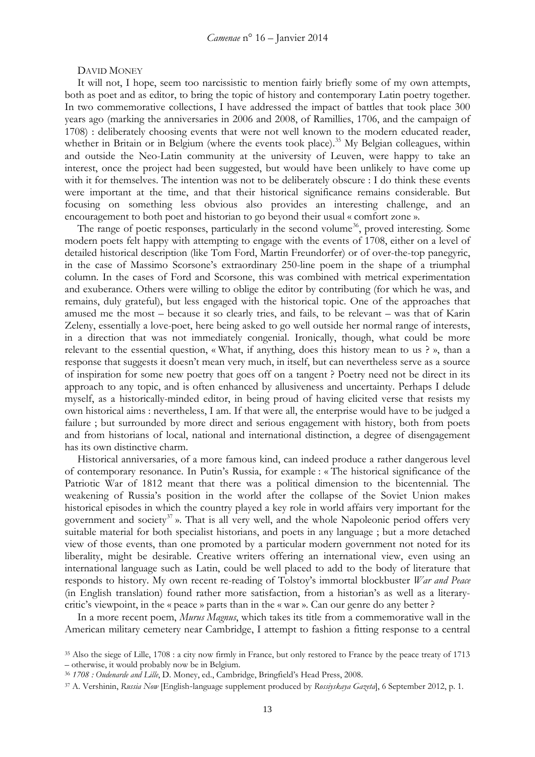DAVID MONEY

It will not, I hope, seem too narcissistic to mention fairly briefly some of my own attempts, both as poet and as editor, to bring the topic of history and contemporary Latin poetry together. In two commemorative collections, I have addressed the impact of battles that took place 300 years ago (marking the anniversaries in 2006 and 2008, of Ramillies, 1706, and the campaign of 1708) : deliberately choosing events that were not well known to the modern educated reader, whether in Britain or in Belgium (where the events took place).[35] My Belgian colleagues, within and outside the Neo-Latin community at the university of Leuven, were happy to take an interest, once the project had been suggested, but would have been unlikely to have come up with it for themselves. The intention was not to be deliberately obscure : I do think these events were important at the time, and that their historical significance remains considerable. But focusing on something less obvious also provides an interesting challenge, and an encouragement to both poet and historian to go beyond their usual « comfort zone ».

The range of poetic responses, particularly in the second volume[36], proved interesting. Some modern poets felt happy with attempting to engage with the events of 1708, either on a level of detailed historical description (like Tom Ford, Martin Freundorfer) or of over-the-top panegyric, in the case of Massimo Scorsone's extraordinary 250-line poem in the shape of a triumphal column. In the cases of Ford and Scorsone, this was combined with metrical experimentation and exuberance. Others were willing to oblige the editor by contributing (for which he was, and remains, duly grateful), but less engaged with the historical topic. One of the approaches that amused me the most – because it so clearly tries, and fails, to be relevant – was that of Karin Zeleny, essentially a love-poet, here being asked to go well outside her normal range of interests, in a direction that was not immediately congenial. Ironically, though, what could be more relevant to the essential question, « What, if anything, does this history mean to us ? », than a response that suggests it doesn't mean very much, in itself, but can nevertheless serve as a source of inspiration for some new poetry that goes off on a tangent ? Poetry need not be direct in its approach to any topic, and is often enhanced by allusiveness and uncertainty. Perhaps I delude myself, as a historically-minded editor, in being proud of having elicited verse that resists my own historical aims : nevertheless, I am. If that were all, the enterprise would have to be judged a failure ; but surrounded by more direct and serious engagement with history, both from poets and from historians of local, national and international distinction, a degree of disengagement has its own distinctive charm.

Historical anniversaries, of a more famous kind, can indeed produce a rather dangerous level of contemporary resonance. In Putin's Russia, for example : « The historical significance of the Patriotic War of 1812 meant that there was a political dimension to the bicentennial. The weakening of Russia's position in the world after the collapse of the Soviet Union makes historical episodes in which the country played a key role in world affairs very important for the government and society[37] ». That is all very well, and the whole Napoleonic period offers very suitable material for both specialist historians, and poets in any language ; but a more detached view of those events, than one promoted by a particular modern government not noted for its liberality, might be desirable. Creative writers offering an international view, even using an international language such as Latin, could be well placed to add to the body of literature that responds to history. My own recent re-reading of Tolstoy's immortal blockbuster *War and Peace* (in English translation) found rather more satisfaction, from a historian's as well as a literary-critic's viewpoint, in the « peace » parts than in the « war ». Can our genre do any better ?

In a more recent poem, *Murus Magnus*, which takes its title from a commemorative wall in the American military cemetery near Cambridge, I attempt to fashion a fitting response to a central

[35] Also the siege of Lille, 1708 : a city now firmly in France, but only restored to France by the peace treaty of 1713 – otherwise, it would probably now be in Belgium.

[36] *1708 : Oudenarde and Lille*, D. Money, ed., Cambridge, Bringfield's Head Press, 2008.

[37] A. Vershinin, *Russia Now* [English-language supplement produced by *Rossiyskaya Gazeta*], 6 September 2012, p. 1.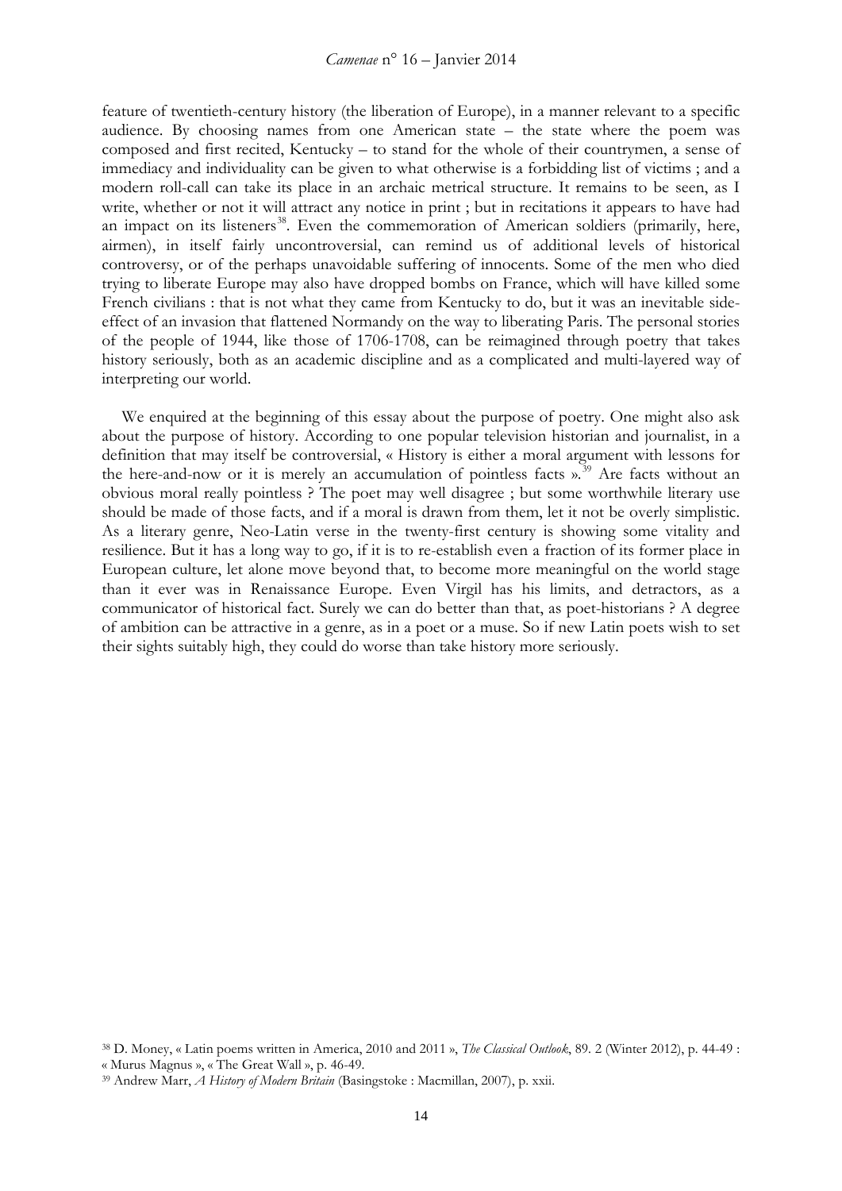feature of twentieth-century history (the liberation of Europe), in a manner relevant to a specific audience. By choosing names from one American state – the state where the poem was composed and first recited, Kentucky – to stand for the whole of their countrymen, a sense of immediacy and individuality can be given to what otherwise is a forbidding list of victims ; and a modern roll-call can take its place in an archaic metrical structure. It remains to be seen, as I write, whether or not it will attract any notice in print ; but in recitations it appears to have had an impact on its listeners[38]. Even the commemoration of American soldiers (primarily, here, airmen), in itself fairly uncontroversial, can remind us of additional levels of historical controversy, or of the perhaps unavoidable suffering of innocents. Some of the men who died trying to liberate Europe may also have dropped bombs on France, which will have killed some French civilians : that is not what they came from Kentucky to do, but it was an inevitable side-effect of an invasion that flattened Normandy on the way to liberating Paris. The personal stories of the people of 1944, like those of 1706-1708, can be reimagined through poetry that takes history seriously, both as an academic discipline and as a complicated and multi-layered way of interpreting our world.

We enquired at the beginning of this essay about the purpose of poetry. One might also ask about the purpose of history. According to one popular television historian and journalist, in a definition that may itself be controversial, « History is either a moral argument with lessons for the here-and-now or it is merely an accumulation of pointless facts ».[39] Are facts without an obvious moral really pointless ? The poet may well disagree ; but some worthwhile literary use should be made of those facts, and if a moral is drawn from them, let it not be overly simplistic. As a literary genre, Neo-Latin verse in the twenty-first century is showing some vitality and resilience. But it has a long way to go, if it is to re-establish even a fraction of its former place in European culture, let alone move beyond that, to become more meaningful on the world stage than it ever was in Renaissance Europe. Even Virgil has his limits, and detractors, as a communicator of historical fact. Surely we can do better than that, as poet-historians ? A degree of ambition can be attractive in a genre, as in a poet or a muse. So if new Latin poets wish to set their sights suitably high, they could do worse than take history more seriously.

[38] D. Money, « Latin poems written in America, 2010 and 2011 », *The Classical Outlook*, 89. 2 (Winter 2012), p. 44-49 : « Murus Magnus », « The Great Wall », p. 46-49.

[39] Andrew Marr, *A History of Modern Britain* (Basingstoke : Macmillan, 2007), p. xxii.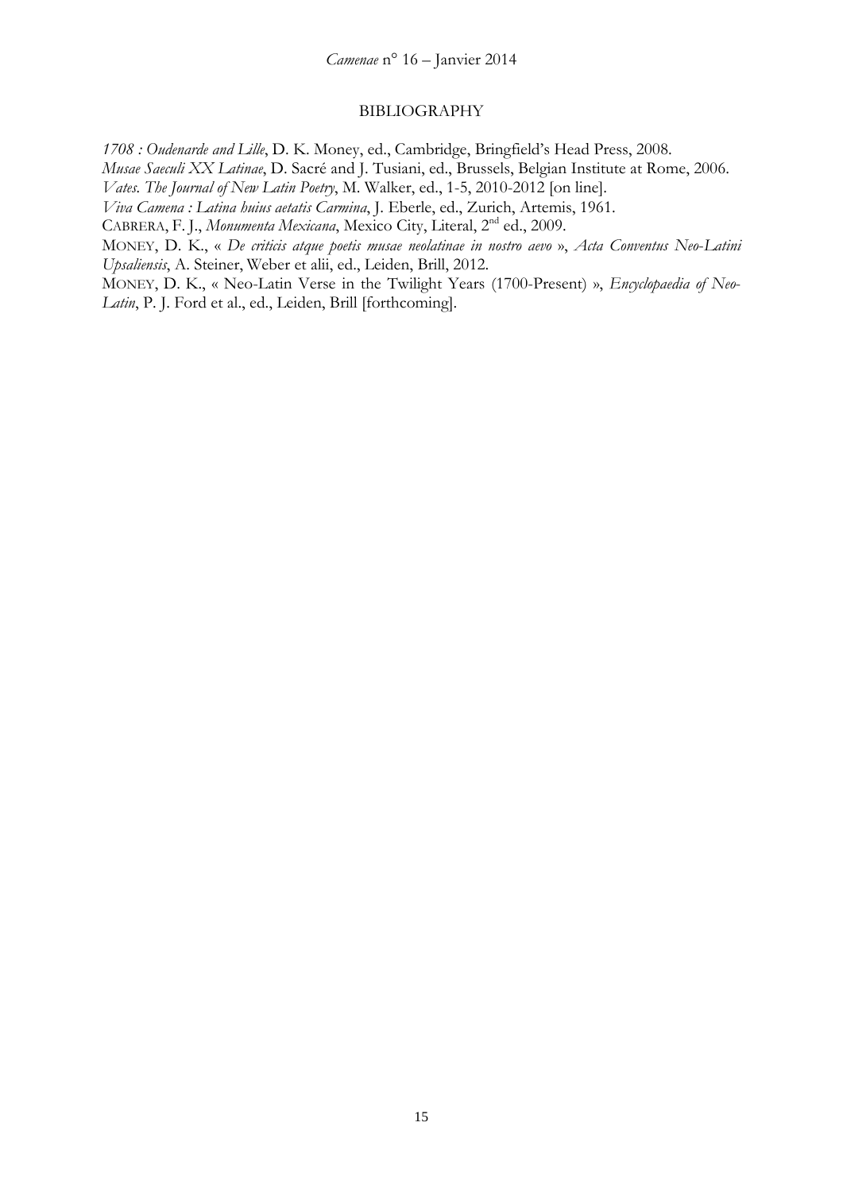## BIBLIOGRAPHY

*1708 : Oudenarde and Lille*, D. K. Money, ed., Cambridge, Bringfield's Head Press, 2008.

*Musae Saeculi XX Latinae*, D. Sacré and J. Tusiani, ed., Brussels, Belgian Institute at Rome, 2006.

*Vates. The Journal of New Latin Poetry*, M. Walker, ed., 1-5, 2010-2012 [on line].

*Viva Camena : Latina huius aetatis Carmina*, J. Eberle, ed., Zurich, Artemis, 1961.

CABRERA, F. J., *Monumenta Mexicana*, Mexico City, Literal, 2nd ed., 2009.

MONEY, D. K., « *De criticis atque poetis musae neolatinae in nostro aevo* », *Acta Conventus Neo-Latini Upsaliensis*, A. Steiner, Weber et alii, ed., Leiden, Brill, 2012.

MONEY, D. K., « Neo-Latin Verse in the Twilight Years (1700-Present) », *Encyclopaedia of Neo-Latin*, P. J. Ford et al., ed., Leiden, Brill [forthcoming].